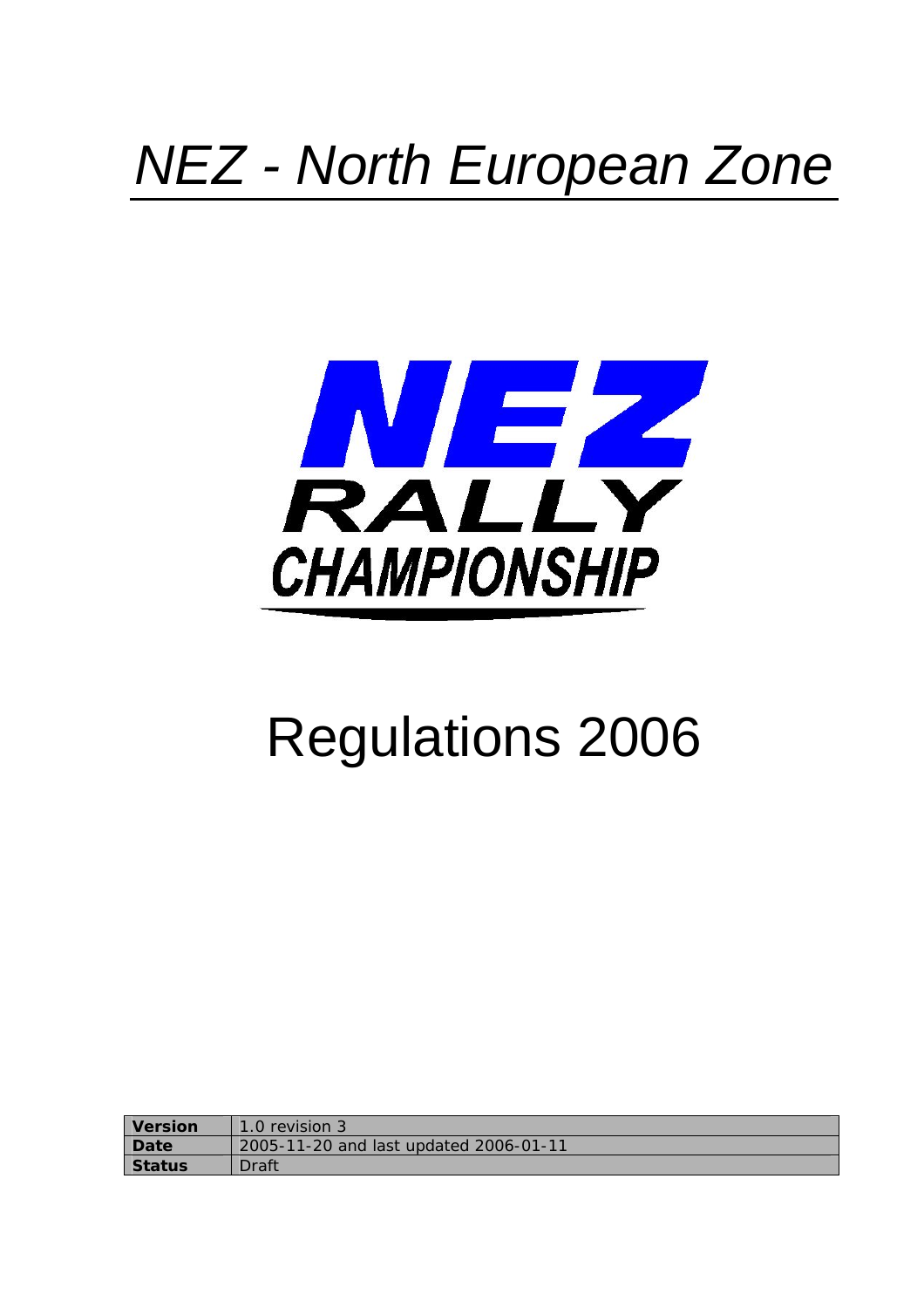# *NEZ - North European Zone*

**NEZ RALLY CHAMPIONSHIP**

# Regulations 2006

| **Version** | 1.0 revision 3 |
|---|---|
| **Date** | 2005-11-20 and last updated 2006-01-11 |
| **Status** | Draft |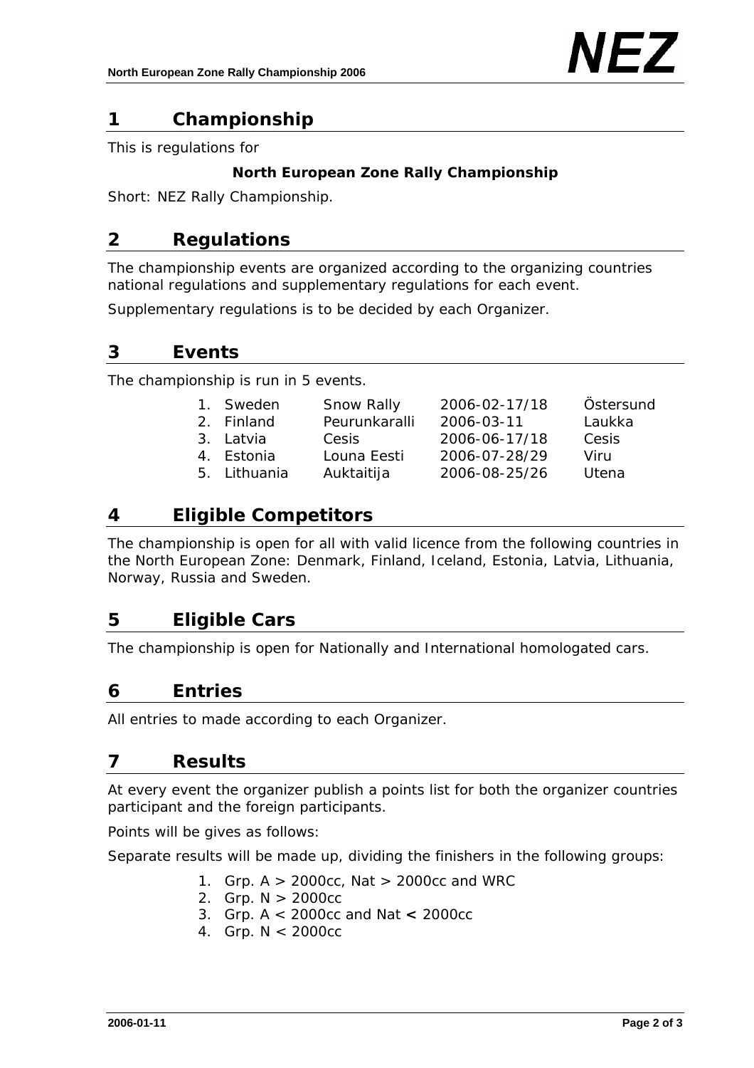## 1 Championship

This is regulations for

**North European Zone Rally Championship**

Short: NEZ Rally Championship.

## 2 Regulations

The championship events are organized according to the organizing countries national regulations and supplementary regulations for each event.

Supplementary regulations is to be decided by each Organizer.

## 3 Events

The championship is run in 5 events.

| | | | |
|---|---|---|---|
| 1. Sweden | Snow Rally | 2006-02-17/18 | Östersund |
| 2. Finland | Peurunkaralli | 2006-03-11 | Laukka |
| 3. Latvia | Cesis | 2006-06-17/18 | Cesis |
| 4. Estonia | Louna Eesti | 2006-07-28/29 | Viru |
| 5. Lithuania | Auktaitija | 2006-08-25/26 | Utena |

## 4 Eligible Competitors

The championship is open for all with valid licence from the following countries in the North European Zone: Denmark, Finland, Iceland, Estonia, Latvia, Lithuania, Norway, Russia and Sweden.

## 5 Eligible Cars

The championship is open for Nationally and International homologated cars.

## 6 Entries

All entries to made according to each Organizer.

## 7 Results

At every event the organizer publish a points list for both the organizer countries participant and the foreign participants.

Points will be gives as follows:

Separate results will be made up, dividing the finishers in the following groups:

1. Grp. A > 2000cc, Nat > 2000cc and WRC
2. Grp. N > 2000cc
3. Grp. A < 2000cc and Nat < 2000cc
4. Grp. N < 2000cc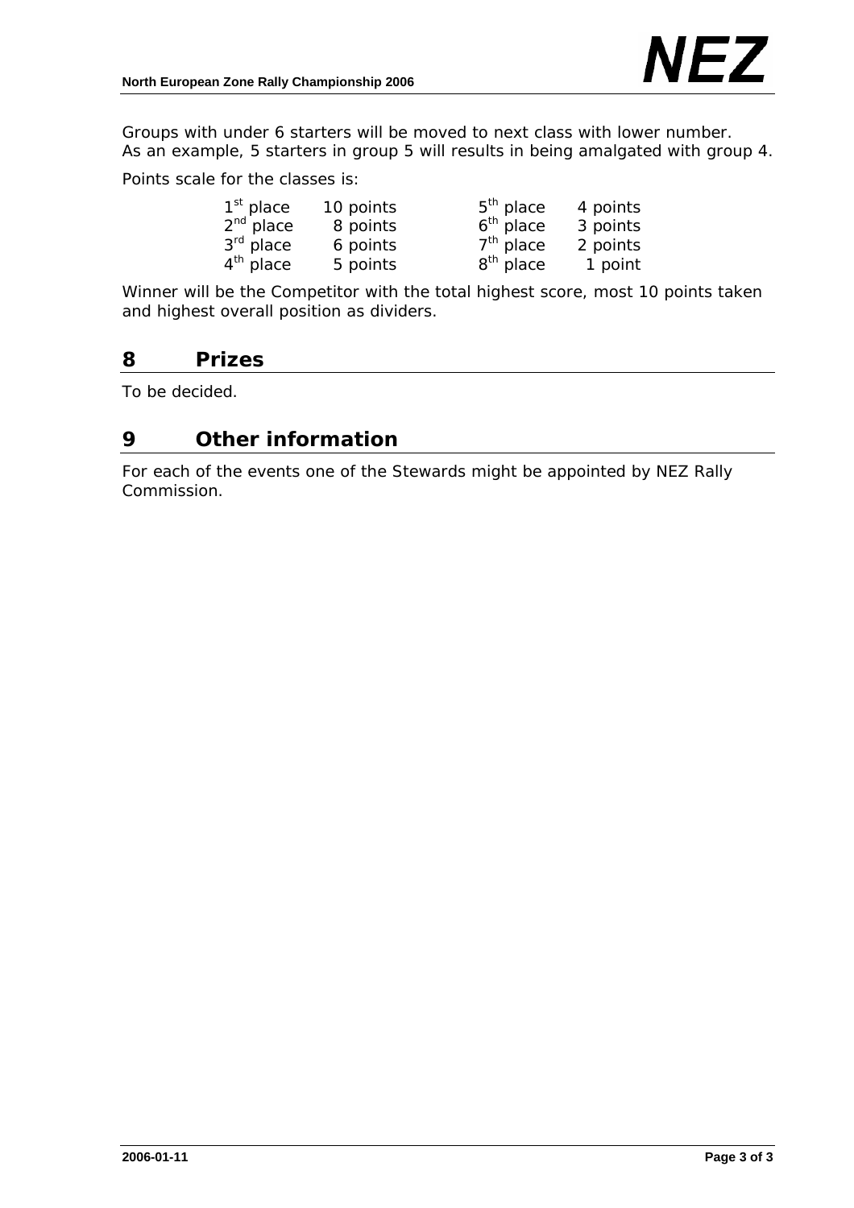Groups with under 6 starters will be moved to next class with lower number.
As an example, 5 starters in group 5 will results in being amalgated with group 4.

Points scale for the classes is:

| | | | |
|---|---|---|---|
| 1st place | 10 points | 5th place | 4 points |
| 2nd place | 8 points | 6th place | 3 points |
| 3rd place | 6 points | 7th place | 2 points |
| 4th place | 5 points | 8th place | 1 point |

Winner will be the Competitor with the total highest score, most 10 points taken and highest overall position as dividers.

## 8 Prizes

To be decided.

## 9 Other information

For each of the events one of the Stewards might be appointed by NEZ Rally Commission.